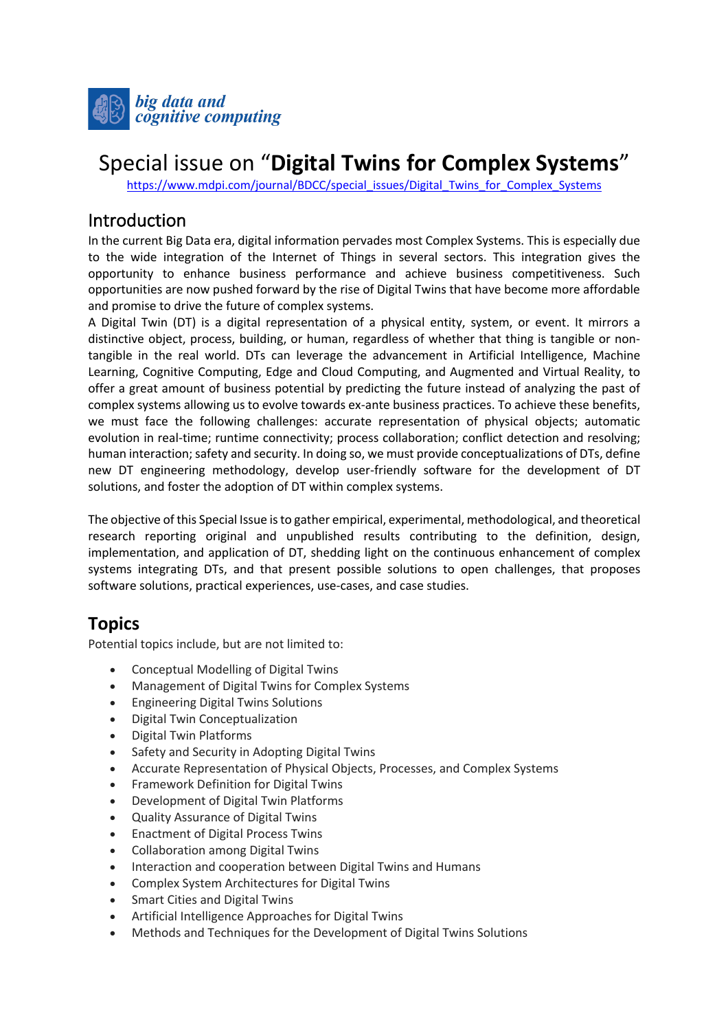*big data and cognitive computing*

# Special issue on "**Digital Twins for Complex Systems**"

https://www.mdpi.com/journal/BDCC/special_issues/Digital_Twins_for_Complex_Systems

## Introduction

In the current Big Data era, digital information pervades most Complex Systems. This is especially due to the wide integration of the Internet of Things in several sectors. This integration gives the opportunity to enhance business performance and achieve business competitiveness. Such opportunities are now pushed forward by the rise of Digital Twins that have become more affordable and promise to drive the future of complex systems.

A Digital Twin (DT) is a digital representation of a physical entity, system, or event. It mirrors a distinctive object, process, building, or human, regardless of whether that thing is tangible or non-tangible in the real world. DTs can leverage the advancement in Artificial Intelligence, Machine Learning, Cognitive Computing, Edge and Cloud Computing, and Augmented and Virtual Reality, to offer a great amount of business potential by predicting the future instead of analyzing the past of complex systems allowing us to evolve towards ex-ante business practices. To achieve these benefits, we must face the following challenges: accurate representation of physical objects; automatic evolution in real-time; runtime connectivity; process collaboration; conflict detection and resolving; human interaction; safety and security. In doing so, we must provide conceptualizations of DTs, define new DT engineering methodology, develop user-friendly software for the development of DT solutions, and foster the adoption of DT within complex systems.

The objective of this Special Issue is to gather empirical, experimental, methodological, and theoretical research reporting original and unpublished results contributing to the definition, design, implementation, and application of DT, shedding light on the continuous enhancement of complex systems integrating DTs, and that present possible solutions to open challenges, that proposes software solutions, practical experiences, use-cases, and case studies.

## Topics

Potential topics include, but are not limited to:

- Conceptual Modelling of Digital Twins
- Management of Digital Twins for Complex Systems
- Engineering Digital Twins Solutions
- Digital Twin Conceptualization
- Digital Twin Platforms
- Safety and Security in Adopting Digital Twins
- Accurate Representation of Physical Objects, Processes, and Complex Systems
- Framework Definition for Digital Twins
- Development of Digital Twin Platforms
- Quality Assurance of Digital Twins
- Enactment of Digital Process Twins
- Collaboration among Digital Twins
- Interaction and cooperation between Digital Twins and Humans
- Complex System Architectures for Digital Twins
- Smart Cities and Digital Twins
- Artificial Intelligence Approaches for Digital Twins
- Methods and Techniques for the Development of Digital Twins Solutions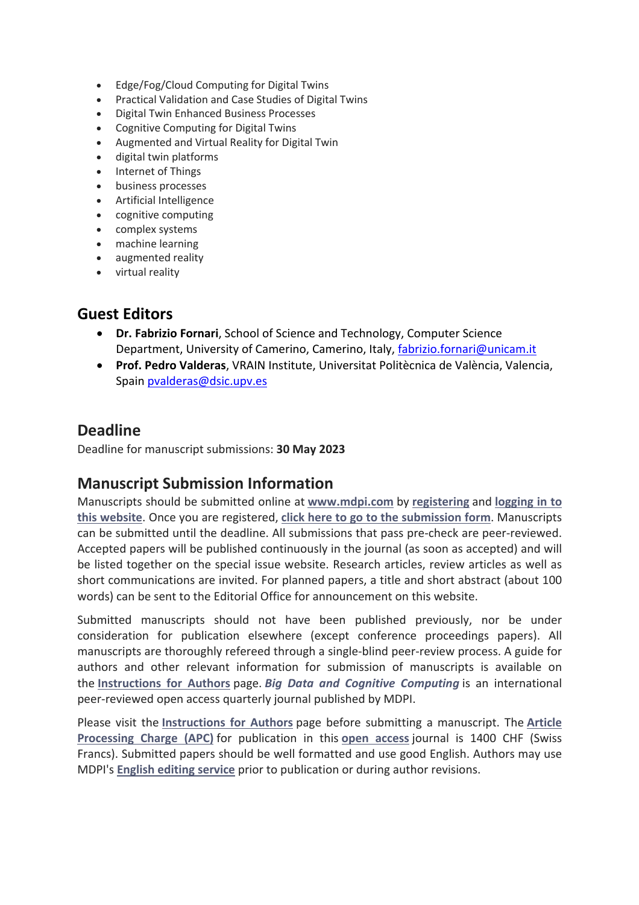- Edge/Fog/Cloud Computing for Digital Twins
- Practical Validation and Case Studies of Digital Twins
- Digital Twin Enhanced Business Processes
- Cognitive Computing for Digital Twins
- Augmented and Virtual Reality for Digital Twin
- digital twin platforms
- Internet of Things
- business processes
- Artificial Intelligence
- cognitive computing
- complex systems
- machine learning
- augmented reality
- virtual reality

## Guest Editors

- **Dr. Fabrizio Fornari**, School of Science and Technology, Computer Science Department, University of Camerino, Camerino, Italy, fabrizio.fornari@unicam.it
- **Prof. Pedro Valderas**, VRAIN Institute, Universitat Politècnica de València, Valencia, Spain pvalderas@dsic.upv.es

## Deadline

Deadline for manuscript submissions: **30 May 2023**

## Manuscript Submission Information

Manuscripts should be submitted online at **www.mdpi.com** by **registering** and **logging in to this website**. Once you are registered, **click here to go to the submission form**. Manuscripts can be submitted until the deadline. All submissions that pass pre-check are peer-reviewed. Accepted papers will be published continuously in the journal (as soon as accepted) and will be listed together on the special issue website. Research articles, review articles as well as short communications are invited. For planned papers, a title and short abstract (about 100 words) can be sent to the Editorial Office for announcement on this website.

Submitted manuscripts should not have been published previously, nor be under consideration for publication elsewhere (except conference proceedings papers). All manuscripts are thoroughly refereed through a single-blind peer-review process. A guide for authors and other relevant information for submission of manuscripts is available on the **Instructions for Authors** page. ***Big Data and Cognitive Computing*** is an international peer-reviewed open access quarterly journal published by MDPI.

Please visit the **Instructions for Authors** page before submitting a manuscript. The **Article Processing Charge (APC)** for publication in this **open access** journal is 1400 CHF (Swiss Francs). Submitted papers should be well formatted and use good English. Authors may use MDPI's **English editing service** prior to publication or during author revisions.